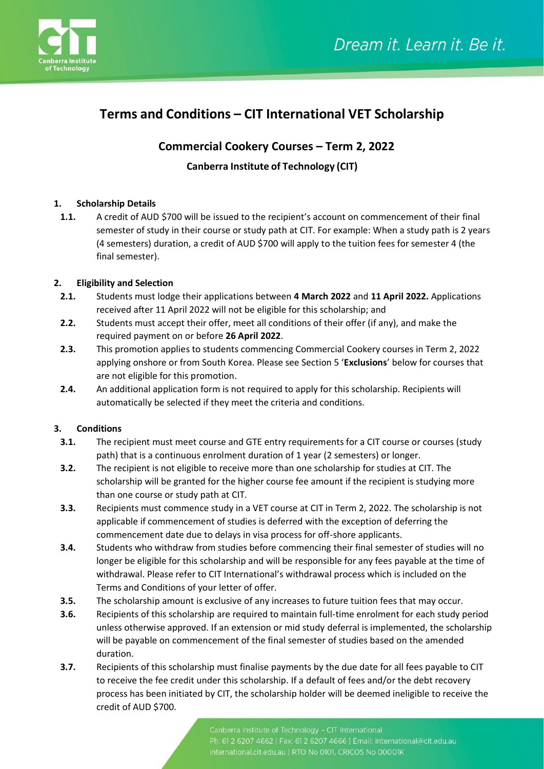# Terms and Conditions – CIT International VET Scholarship

## Commercial Cookery Courses – Term 2, 2022

### Canberra Institute of Technology (CIT)

**1. Scholarship Details**

**1.1.** A credit of AUD $700 will be issued to the recipient's account on commencement of their final semester of study in their course or study path at CIT. For example: When a study path is 2 years (4 semesters) duration, a credit of AUD $700 will apply to the tuition fees for semester 4 (the final semester).

**2. Eligibility and Selection**

**2.1.** Students must lodge their applications between **4 March 2022** and **11 April 2022.** Applications received after 11 April 2022 will not be eligible for this scholarship; and

**2.2.** Students must accept their offer, meet all conditions of their offer (if any), and make the required payment on or before **26 April 2022**.

**2.3.** This promotion applies to students commencing Commercial Cookery courses in Term 2, 2022 applying onshore or from South Korea. Please see Section 5 '**Exclusions**' below for courses that are not eligible for this promotion.

**2.4.** An additional application form is not required to apply for this scholarship. Recipients will automatically be selected if they meet the criteria and conditions.

**3. Conditions**

**3.1.** The recipient must meet course and GTE entry requirements for a CIT course or courses (study path) that is a continuous enrolment duration of 1 year (2 semesters) or longer.

**3.2.** The recipient is not eligible to receive more than one scholarship for studies at CIT. The scholarship will be granted for the higher course fee amount if the recipient is studying more than one course or study path at CIT.

**3.3.** Recipients must commence study in a VET course at CIT in Term 2, 2022. The scholarship is not applicable if commencement of studies is deferred with the exception of deferring the commencement date due to delays in visa process for off-shore applicants.

**3.4.** Students who withdraw from studies before commencing their final semester of studies will no longer be eligible for this scholarship and will be responsible for any fees payable at the time of withdrawal. Please refer to CIT International's withdrawal process which is included on the Terms and Conditions of your letter of offer.

**3.5.** The scholarship amount is exclusive of any increases to future tuition fees that may occur.

**3.6.** Recipients of this scholarship are required to maintain full-time enrolment for each study period unless otherwise approved. If an extension or mid study deferral is implemented, the scholarship will be payable on commencement of the final semester of studies based on the amended duration.

**3.7.** Recipients of this scholarship must finalise payments by the due date for all fees payable to CIT to receive the fee credit under this scholarship. If a default of fees and/or the debt recovery process has been initiated by CIT, the scholarship holder will be deemed ineligible to receive the credit of AUD $700.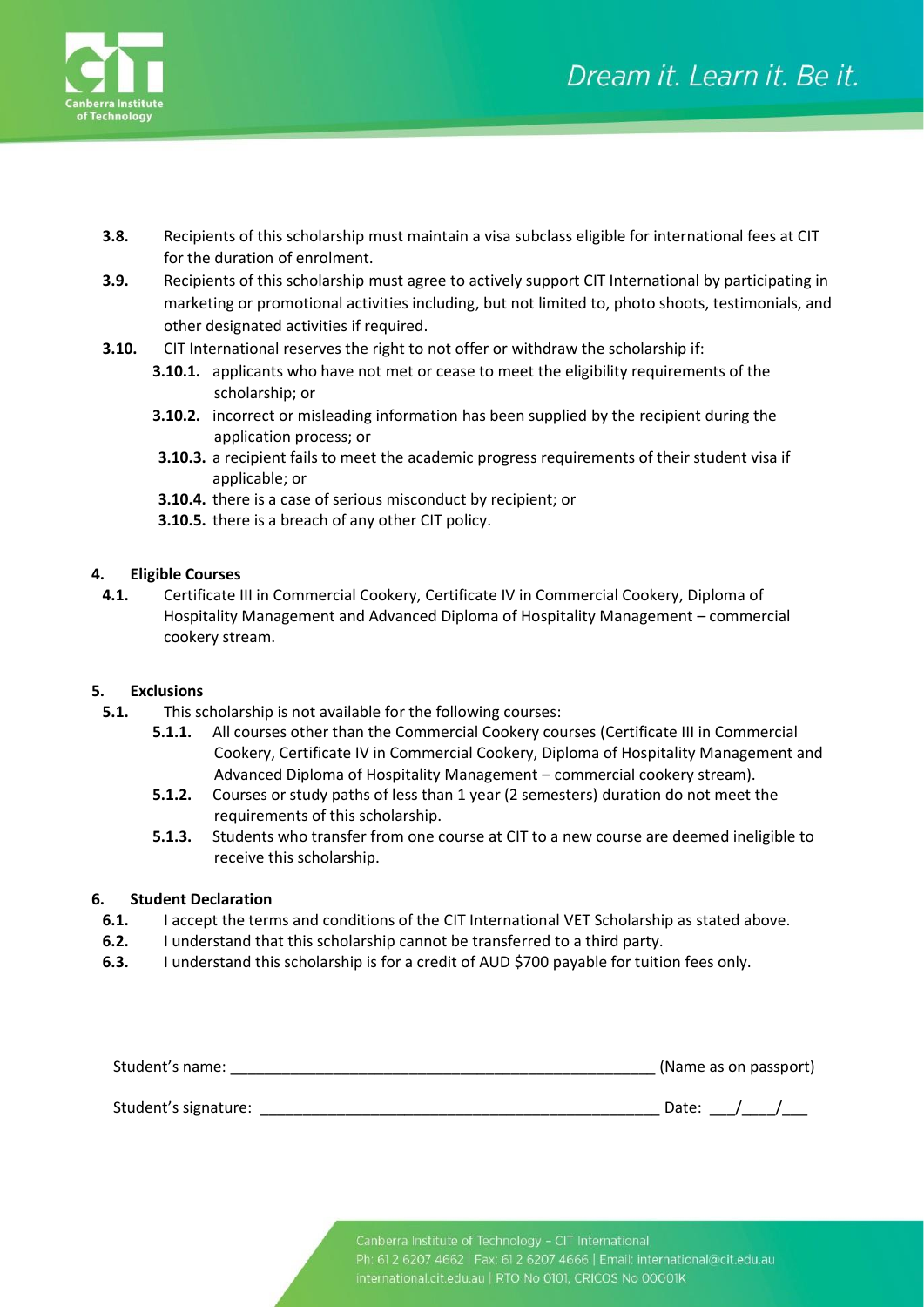**3.8.** Recipients of this scholarship must maintain a visa subclass eligible for international fees at CIT for the duration of enrolment.

**3.9.** Recipients of this scholarship must agree to actively support CIT International by participating in marketing or promotional activities including, but not limited to, photo shoots, testimonials, and other designated activities if required.

**3.10.** CIT International reserves the right to not offer or withdraw the scholarship if:

- **3.10.1.** applicants who have not met or cease to meet the eligibility requirements of the scholarship; or
- **3.10.2.** incorrect or misleading information has been supplied by the recipient during the application process; or
- **3.10.3.** a recipient fails to meet the academic progress requirements of their student visa if applicable; or
- **3.10.4.** there is a case of serious misconduct by recipient; or
- **3.10.5.** there is a breach of any other CIT policy.

## 4. Eligible Courses

**4.1.** Certificate III in Commercial Cookery, Certificate IV in Commercial Cookery, Diploma of Hospitality Management and Advanced Diploma of Hospitality Management – commercial cookery stream.

## 5. Exclusions

**5.1.** This scholarship is not available for the following courses:

- **5.1.1.** All courses other than the Commercial Cookery courses (Certificate III in Commercial Cookery, Certificate IV in Commercial Cookery, Diploma of Hospitality Management and Advanced Diploma of Hospitality Management – commercial cookery stream).
- **5.1.2.** Courses or study paths of less than 1 year (2 semesters) duration do not meet the requirements of this scholarship.
- **5.1.3.** Students who transfer from one course at CIT to a new course are deemed ineligible to receive this scholarship.

## 6. Student Declaration

**6.1.** I accept the terms and conditions of the CIT International VET Scholarship as stated above.

**6.2.** I understand that this scholarship cannot be transferred to a third party.

**6.3.** I understand this scholarship is for a credit of AUD $700 payable for tuition fees only.

Student's name: ___________________________________________________ (Name as on passport)

Student's signature: _________________________________________________ Date: ___/____/___